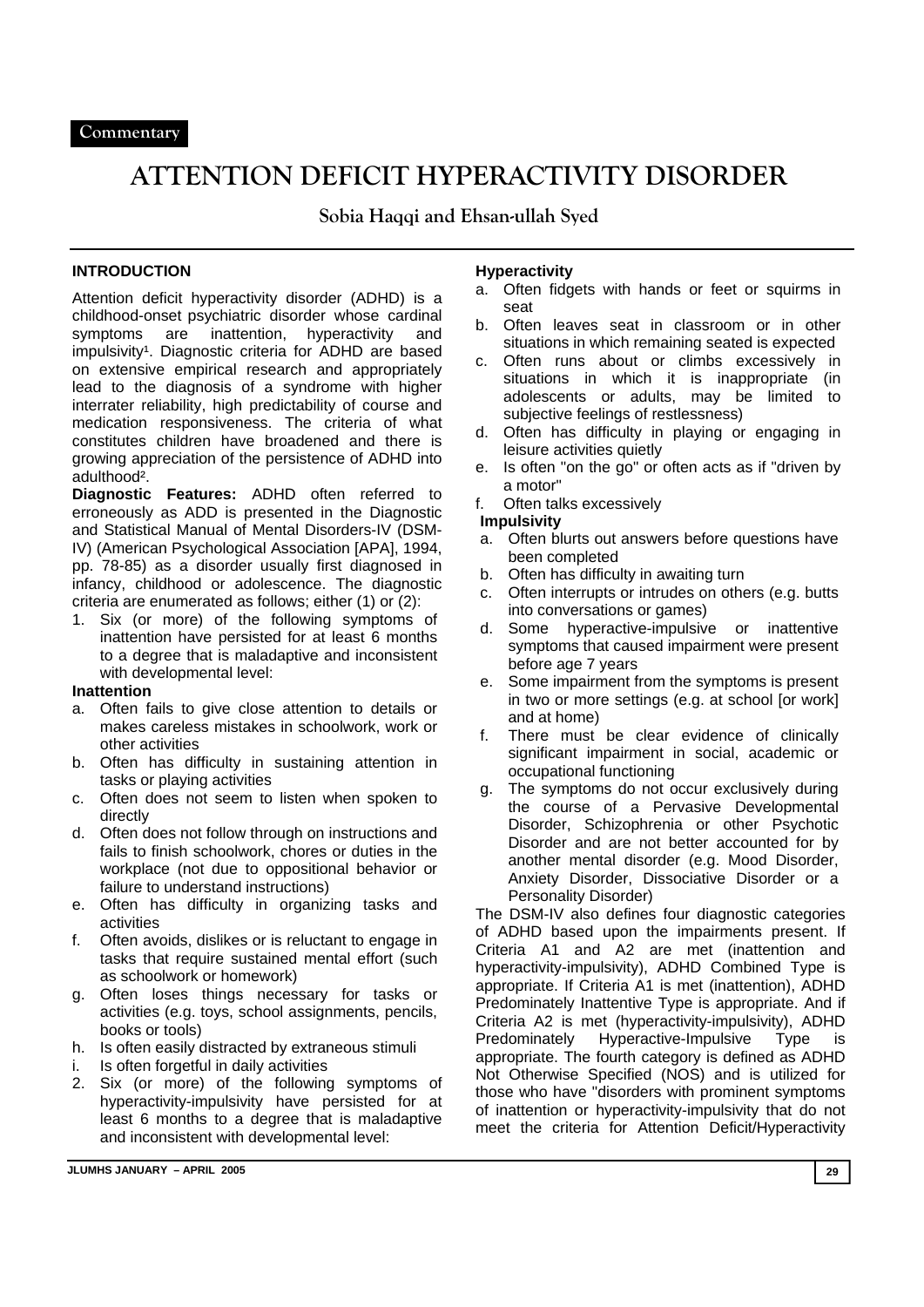Commentary

# ATTENTION DEFICIT HYPERACTIVITY DISORDER

**Sobia Haqqi and Ehsan-ullah Syed**

## INTRODUCTION

Attention deficit hyperactivity disorder (ADHD) is a childhood-onset psychiatric disorder whose cardinal symptoms are inattention, hyperactivity and impulsivity[1]. Diagnostic criteria for ADHD are based on extensive empirical research and appropriately lead to the diagnosis of a syndrome with higher interrater reliability, high predictability of course and medication responsiveness. The criteria of what constitutes children have broadened and there is growing appreciation of the persistence of ADHD into adulthood[2].

**Diagnostic Features:** ADHD often referred to erroneously as ADD is presented in the Diagnostic and Statistical Manual of Mental Disorders-IV (DSM-IV) (American Psychological Association [APA], 1994, pp. 78-85) as a disorder usually first diagnosed in infancy, childhood or adolescence. The diagnostic criteria are enumerated as follows; either (1) or (2):

1. Six (or more) of the following symptoms of inattention have persisted for at least 6 months to a degree that is maladaptive and inconsistent with developmental level:

**Inattention**

a. Often fails to give close attention to details or makes careless mistakes in schoolwork, work or other activities
b. Often has difficulty in sustaining attention in tasks or playing activities
c. Often does not seem to listen when spoken to directly
d. Often does not follow through on instructions and fails to finish schoolwork, chores or duties in the workplace (not due to oppositional behavior or failure to understand instructions)
e. Often has difficulty in organizing tasks and activities
f. Often avoids, dislikes or is reluctant to engage in tasks that require sustained mental effort (such as schoolwork or homework)
g. Often loses things necessary for tasks or activities (e.g. toys, school assignments, pencils, books or tools)
h. Is often easily distracted by extraneous stimuli
i. Is often forgetful in daily activities

2. Six (or more) of the following symptoms of hyperactivity-impulsivity have persisted for at least 6 months to a degree that is maladaptive and inconsistent with developmental level:

**Hyperactivity**

a. Often fidgets with hands or feet or squirms in seat
b. Often leaves seat in classroom or in other situations in which remaining seated is expected
c. Often runs about or climbs excessively in situations in which it is inappropriate (in adolescents or adults, may be limited to subjective feelings of restlessness)
d. Often has difficulty in playing or engaging in leisure activities quietly
e. Is often "on the go" or often acts as if "driven by a motor"
f. Often talks excessively

**Impulsivity**

a. Often blurts out answers before questions have been completed
b. Often has difficulty in awaiting turn
c. Often interrupts or intrudes on others (e.g. butts into conversations or games)
d. Some hyperactive-impulsive or inattentive symptoms that caused impairment were present before age 7 years
e. Some impairment from the symptoms is present in two or more settings (e.g. at school [or work] and at home)
f. There must be clear evidence of clinically significant impairment in social, academic or occupational functioning
g. The symptoms do not occur exclusively during the course of a Pervasive Developmental Disorder, Schizophrenia or other Psychotic Disorder and are not better accounted for by another mental disorder (e.g. Mood Disorder, Anxiety Disorder, Dissociative Disorder or a Personality Disorder)

The DSM-IV also defines four diagnostic categories of ADHD based upon the impairments present. If Criteria A1 and A2 are met (inattention and hyperactivity-impulsivity), ADHD Combined Type is appropriate. If Criteria A1 is met (inattention), ADHD Predominately Inattentive Type is appropriate. And if Criteria A2 is met (hyperactivity-impulsivity), ADHD Predominately Hyperactive-Impulsive Type is appropriate. The fourth category is defined as ADHD Not Otherwise Specified (NOS) and is utilized for those who have "disorders with prominent symptoms of inattention or hyperactivity-impulsivity that do not meet the criteria for Attention Deficit/Hyperactivity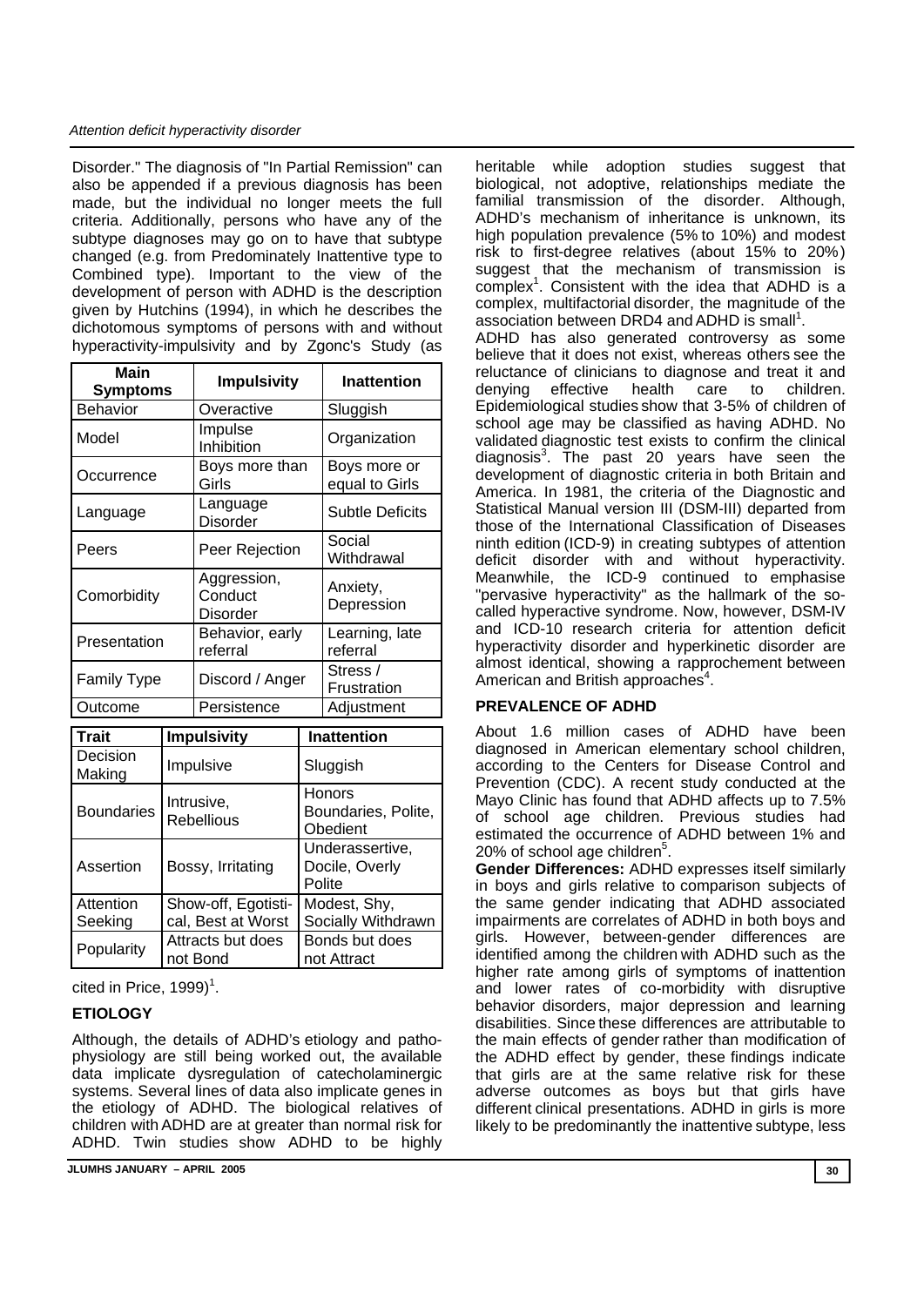Disorder." The diagnosis of "In Partial Remission" can also be appended if a previous diagnosis has been made, but the individual no longer meets the full criteria. Additionally, persons who have any of the subtype diagnoses may go on to have that subtype changed (e.g. from Predominately Inattentive type to Combined type). Important to the view of the development of person with ADHD is the description given by Hutchins (1994), in which he describes the dichotomous symptoms of persons with and without hyperactivity-impulsivity and by Zgonc's Study (as

| Main Symptoms | Impulsivity | Inattention |
|---|---|---|
| Behavior | Overactive | Sluggish |
| Model | Impulse Inhibition | Organization |
| Occurrence | Boys more than Girls | Boys more or equal to Girls |
| Language | Language Disorder | Subtle Deficits |
| Peers | Peer Rejection | Social Withdrawal |
| Comorbidity | Aggression, Conduct Disorder | Anxiety, Depression |
| Presentation | Behavior, early referral | Learning, late referral |
| Family Type | Discord / Anger | Stress / Frustration |
| Outcome | Persistence | Adjustment |

| Trait | Impulsivity | Inattention |
|---|---|---|
| Decision Making | Impulsive | Sluggish |
| Boundaries | Intrusive, Rebellious | Honors Boundaries, Polite, Obedient |
| Assertion | Bossy, Irritating | Underassertive, Docile, Overly Polite |
| Attention Seeking | Show-off, Egotisti-cal, Best at Worst | Modest, Shy, Socially Withdrawn |
| Popularity | Attracts but does not Bond | Bonds but does not Attract |

cited in Price, 1999)[1].

## ETIOLOGY

Although, the details of ADHD's etiology and patho-physiology are still being worked out, the available data implicate dysregulation of catecholaminergic systems. Several lines of data also implicate genes in the etiology of ADHD. The biological relatives of children with ADHD are at greater than normal risk for ADHD. Twin studies show ADHD to be highly heritable while adoption studies suggest that biological, not adoptive, relationships mediate the familial transmission of the disorder. Although, ADHD's mechanism of inheritance is unknown, its high population prevalence (5% to 10%) and modest risk to first-degree relatives (about 15% to 20%) suggest that the mechanism of transmission is complex[1]. Consistent with the idea that ADHD is a complex, multifactorial disorder, the magnitude of the association between DRD4 and ADHD is small[1].

ADHD has also generated controversy as some believe that it does not exist, whereas others see the reluctance of clinicians to diagnose and treat it and denying effective health care to children. Epidemiological studies show that 3-5% of children of school age may be classified as having ADHD. No validated diagnostic test exists to confirm the clinical diagnosis[3]. The past 20 years have seen the development of diagnostic criteria in both Britain and America. In 1981, the criteria of the Diagnostic and Statistical Manual version III (DSM-III) departed from those of the International Classification of Diseases ninth edition (ICD-9) in creating subtypes of attention deficit disorder with and without hyperactivity. Meanwhile, the ICD-9 continued to emphasise "pervasive hyperactivity" as the hallmark of the so-called hyperactive syndrome. Now, however, DSM-IV and ICD-10 research criteria for attention deficit hyperactivity disorder and hyperkinetic disorder are almost identical, showing a rapprochement between American and British approaches[4].

## PREVALENCE OF ADHD

About 1.6 million cases of ADHD have been diagnosed in American elementary school children, according to the Centers for Disease Control and Prevention (CDC). A recent study conducted at the Mayo Clinic has found that ADHD affects up to 7.5% of school age children. Previous studies had estimated the occurrence of ADHD between 1% and 20% of school age children[5].

**Gender Differences:** ADHD expresses itself similarly in boys and girls relative to comparison subjects of the same gender indicating that ADHD associated impairments are correlates of ADHD in both boys and girls. However, between-gender differences are identified among the children with ADHD such as the higher rate among girls of symptoms of inattention and lower rates of co-morbidity with disruptive behavior disorders, major depression and learning disabilities. Since these differences are attributable to the main effects of gender rather than modification of the ADHD effect by gender, these findings indicate that girls are at the same relative risk for these adverse outcomes as boys but that girls have different clinical presentations. ADHD in girls is more likely to be predominantly the inattentive subtype, less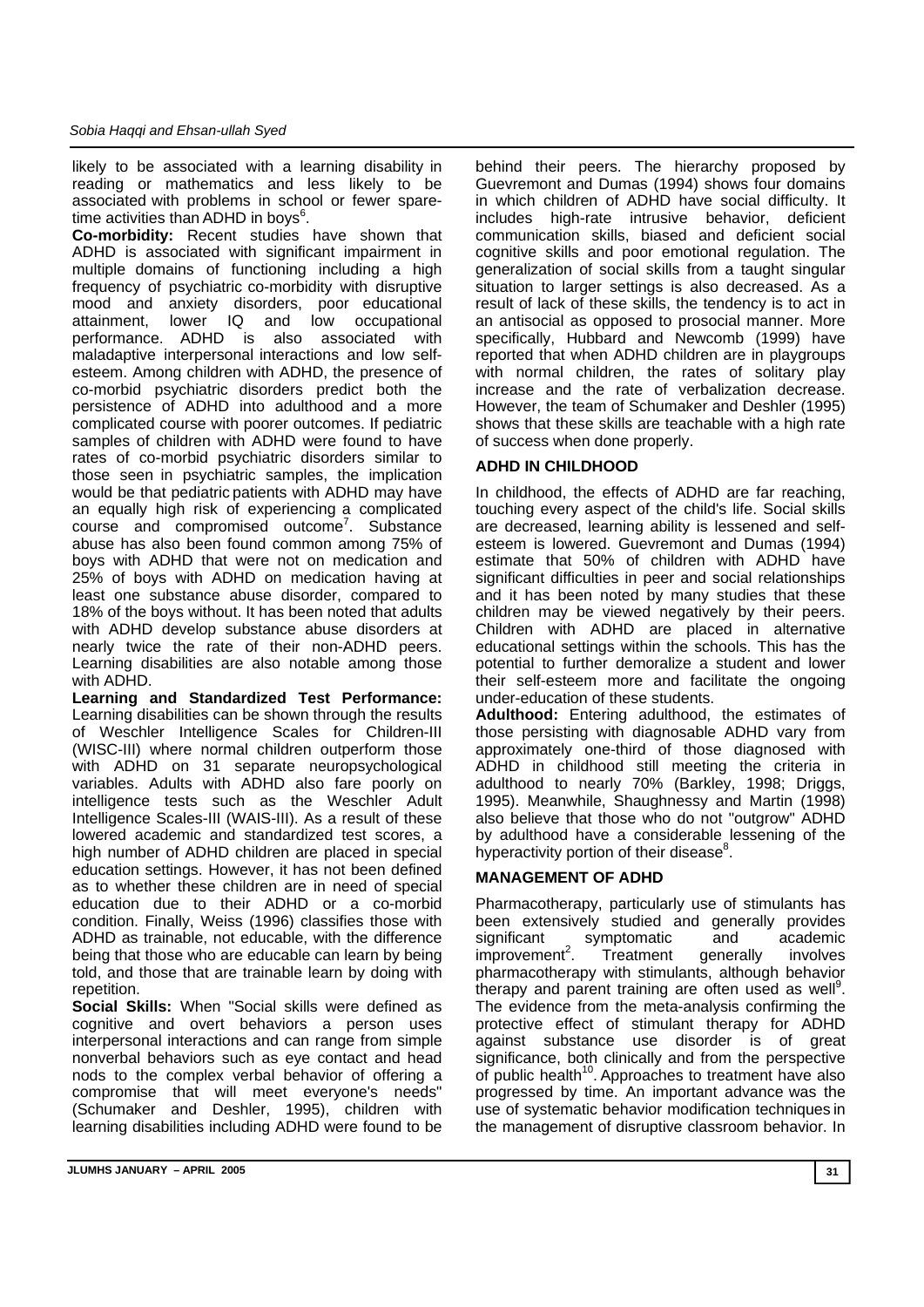likely to be associated with a learning disability in reading or mathematics and less likely to be associated with problems in school or fewer spare-time activities than ADHD in boys[6].

**Co-morbidity:** Recent studies have shown that ADHD is associated with significant impairment in multiple domains of functioning including a high frequency of psychiatric co-morbidity with disruptive mood and anxiety disorders, poor educational attainment, lower IQ and low occupational performance. ADHD is also associated with maladaptive interpersonal interactions and low self-esteem. Among children with ADHD, the presence of co-morbid psychiatric disorders predict both the persistence of ADHD into adulthood and a more complicated course with poorer outcomes. If pediatric samples of children with ADHD were found to have rates of co-morbid psychiatric disorders similar to those seen in psychiatric samples, the implication would be that pediatric patients with ADHD may have an equally high risk of experiencing a complicated course and compromised outcome[7]. Substance abuse has also been found common among 75% of boys with ADHD that were not on medication and 25% of boys with ADHD on medication having at least one substance abuse disorder, compared to 18% of the boys without. It has been noted that adults with ADHD develop substance abuse disorders at nearly twice the rate of their non-ADHD peers. Learning disabilities are also notable among those with ADHD.

**Learning and Standardized Test Performance:** Learning disabilities can be shown through the results of Weschler Intelligence Scales for Children-III (WISC-III) where normal children outperform those with ADHD on 31 separate neuropsychological variables. Adults with ADHD also fare poorly on intelligence tests such as the Weschler Adult Intelligence Scales-III (WAIS-III). As a result of these lowered academic and standardized test scores, a high number of ADHD children are placed in special education settings. However, it has not been defined as to whether these children are in need of special education due to their ADHD or a co-morbid condition. Finally, Weiss (1996) classifies those with ADHD as trainable, not educable, with the difference being that those who are educable can learn by being told, and those that are trainable learn by doing with repetition.

**Social Skills:** When "Social skills were defined as cognitive and overt behaviors a person uses interpersonal interactions and can range from simple nonverbal behaviors such as eye contact and head nods to the complex verbal behavior of offering a compromise that will meet everyone's needs" (Schumaker and Deshler, 1995), children with learning disabilities including ADHD were found to be behind their peers. The hierarchy proposed by Guevremont and Dumas (1994) shows four domains in which children of ADHD have social difficulty. It includes high-rate intrusive behavior, deficient communication skills, biased and deficient social cognitive skills and poor emotional regulation. The generalization of social skills from a taught singular situation to larger settings is also decreased. As a result of lack of these skills, the tendency is to act in an antisocial as opposed to prosocial manner. More specifically, Hubbard and Newcomb (1999) have reported that when ADHD children are in playgroups with normal children, the rates of solitary play increase and the rate of verbalization decrease. However, the team of Schumaker and Deshler (1995) shows that these skills are teachable with a high rate of success when done properly.

## ADHD IN CHILDHOOD

In childhood, the effects of ADHD are far reaching, touching every aspect of the child's life. Social skills are decreased, learning ability is lessened and self-esteem is lowered. Guevremont and Dumas (1994) estimate that 50% of children with ADHD have significant difficulties in peer and social relationships and it has been noted by many studies that these children may be viewed negatively by their peers. Children with ADHD are placed in alternative educational settings within the schools. This has the potential to further demoralize a student and lower their self-esteem more and facilitate the ongoing under-education of these students.

**Adulthood:** Entering adulthood, the estimates of those persisting with diagnosable ADHD vary from approximately one-third of those diagnosed with ADHD in childhood still meeting the criteria in adulthood to nearly 70% (Barkley, 1998; Driggs, 1995). Meanwhile, Shaughnessy and Martin (1998) also believe that those who do not "outgrow" ADHD by adulthood have a considerable lessening of the hyperactivity portion of their disease[8].

## MANAGEMENT OF ADHD

Pharmacotherapy, particularly use of stimulants has been extensively studied and generally provides significant symptomatic and academic improvement[2]. Treatment generally involves pharmacotherapy with stimulants, although behavior therapy and parent training are often used as well[9]. The evidence from the meta-analysis confirming the protective effect of stimulant therapy for ADHD against substance use disorder is of great significance, both clinically and from the perspective of public health[10]. Approaches to treatment have also progressed by time. An important advance was the use of systematic behavior modification techniques in the management of disruptive classroom behavior. In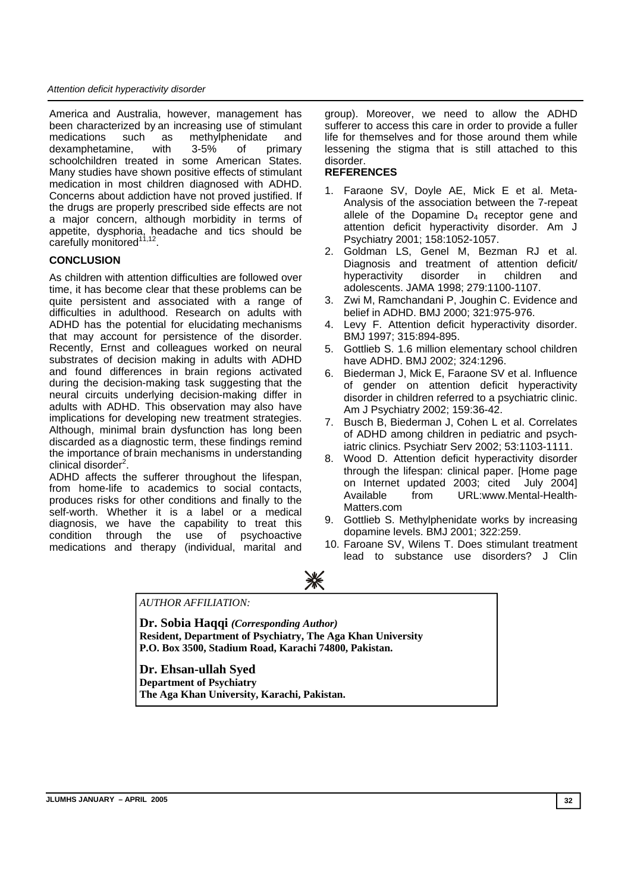America and Australia, however, management has been characterized by an increasing use of stimulant medications such as methylphenidate and dexamphetamine, with 3-5% of primary schoolchildren treated in some American States. Many studies have shown positive effects of stimulant medication in most children diagnosed with ADHD. Concerns about addiction have not proved justified. If the drugs are properly prescribed side effects are not a major concern, although morbidity in terms of appetite, dysphoria, headache and tics should be carefully monitored[11,12].

## CONCLUSION

As children with attention difficulties are followed over time, it has become clear that these problems can be quite persistent and associated with a range of difficulties in adulthood. Research on adults with ADHD has the potential for elucidating mechanisms that may account for persistence of the disorder. Recently, Ernst and colleagues worked on neural substrates of decision making in adults with ADHD and found differences in brain regions activated during the decision-making task suggesting that the neural circuits underlying decision-making differ in adults with ADHD. This observation may also have implications for developing new treatment strategies. Although, minimal brain dysfunction has long been discarded as a diagnostic term, these findings remind the importance of brain mechanisms in understanding clinical disorder[2].

ADHD affects the sufferer throughout the lifespan, from home-life to academics to social contacts, produces risks for other conditions and finally to the self-worth. Whether it is a label or a medical diagnosis, we have the capability to treat this condition through the use of psychoactive medications and therapy (individual, marital and group). Moreover, we need to allow the ADHD sufferer to access this care in order to provide a fuller life for themselves and for those around them while lessening the stigma that is still attached to this disorder.

## REFERENCES

1. Faraone SV, Doyle AE, Mick E et al. Meta-Analysis of the association between the 7-repeat allele of the Dopamine $D_4$ receptor gene and attention deficit hyperactivity disorder. Am J Psychiatry 2001; 158:1052-1057.
2. Goldman LS, Genel M, Bezman RJ et al. Diagnosis and treatment of attention deficit/ hyperactivity disorder in children and adolescents. JAMA 1998; 279:1100-1107.
3. Zwi M, Ramchandani P, Joughin C. Evidence and belief in ADHD. BMJ 2000; 321:975-976.
4. Levy F. Attention deficit hyperactivity disorder. BMJ 1997; 315:894-895.
5. Gottlieb S. 1.6 million elementary school children have ADHD. BMJ 2002; 324:1296.
6. Biederman J, Mick E, Faraone SV et al. Influence of gender on attention deficit hyperactivity disorder in children referred to a psychiatric clinic. Am J Psychiatry 2002; 159:36-42.
7. Busch B, Biederman J, Cohen L et al. Correlates of ADHD among children in pediatric and psychiatric clinics. Psychiatr Serv 2002; 53:1103-1111.
8. Wood D. Attention deficit hyperactivity disorder through the lifespan: clinical paper. [Home page on Internet updated 2003; cited July 2004] Available from URL:www.Mental-Health-Matters.com
9. Gottlieb S. Methylphenidate works by increasing dopamine levels. BMJ 2001; 322:259.
10. Faroane SV, Wilens T. Does stimulant treatment lead to substance use disorders? J Clin

*AUTHOR AFFILIATION:*

**Dr. Sobia Haqqi** ***(Corresponding Author)***
**Resident, Department of Psychiatry, The Aga Khan University**
**P.O. Box 3500, Stadium Road, Karachi 74800, Pakistan.**

**Dr. Ehsan-ullah Syed**
**Department of Psychiatry**
**The Aga Khan University, Karachi, Pakistan.**